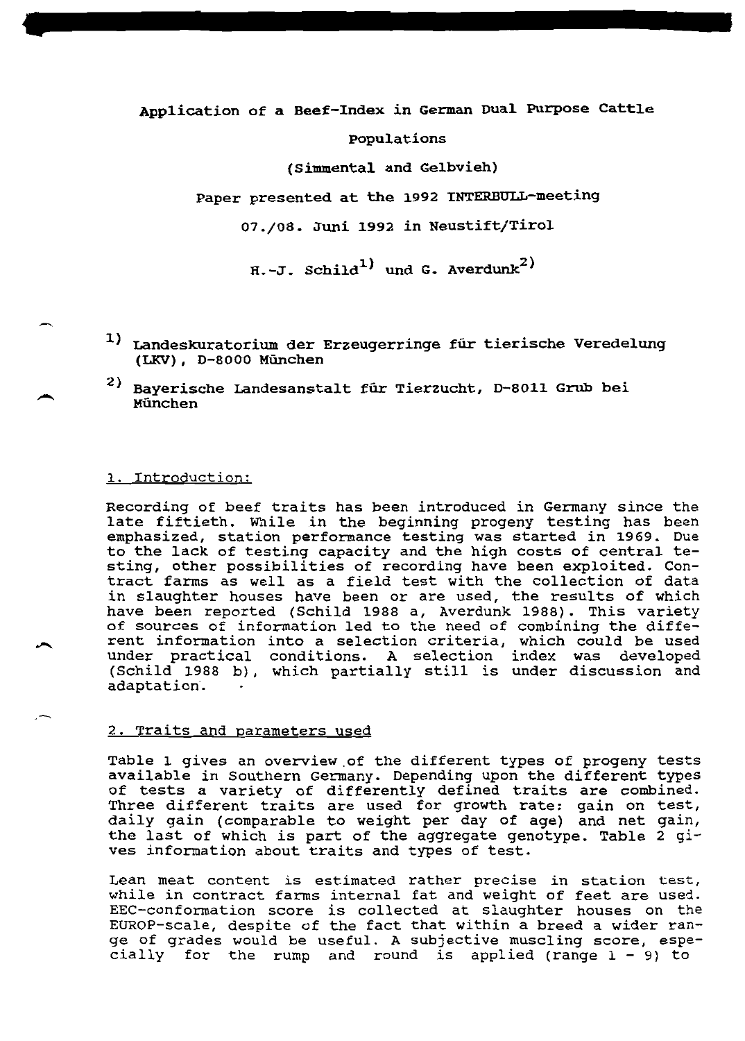# Application of a Beef-Index in German Dual Purpose Cattle Populations

## (Simmental and Gelbvieh)

Paper presented at the 1992 INTERBULL-meeting

07./08. Juni 1992 in Neustift/Tirol

H.-J. Schild[1] und G. Averdunk[2]

[1] Landeskuratorium der Erzeugerringe für tierische Veredelung (LKV), D-8000 München

[2] Bayerische Landesanstalt für Tierzucht, D-8011 Grub bei München

## 1. Introduction:

Recording of beef traits has been introduced in Germany since the late fiftieth. While in the beginning progeny testing has been emphasized, station performance testing was started in 1969. Due to the lack of testing capacity and the high costs of central testing, other possibilities of recording have been exploited. Contract farms as well as a field test with the collection of data in slaughter houses have been or are used, the results of which have been reported (Schild 1988 a, Averdunk 1988). This variety of sources of information led to the need of combining the different information into a selection criteria, which could be used under practical conditions. A selection index was developed (Schild 1988 b), which partially still is under discussion and adaptation.

## 2. Traits and parameters used

Table 1 gives an overview of the different types of progeny tests available in Southern Germany. Depending upon the different types of tests a variety of differently defined traits are combined. Three different traits are used for growth rate: gain on test, daily gain (comparable to weight per day of age) and net gain, the last of which is part of the aggregate genotype. Table 2 gives information about traits and types of test.

Lean meat content is estimated rather precise in station test, while in contract farms internal fat and weight of feet are used. EEC-conformation score is collected at slaughter houses on the EUROP-scale, despite of the fact that within a breed a wider range of grades would be useful. A subjective muscling score, especially for the rump and round is applied (range 1 - 9) to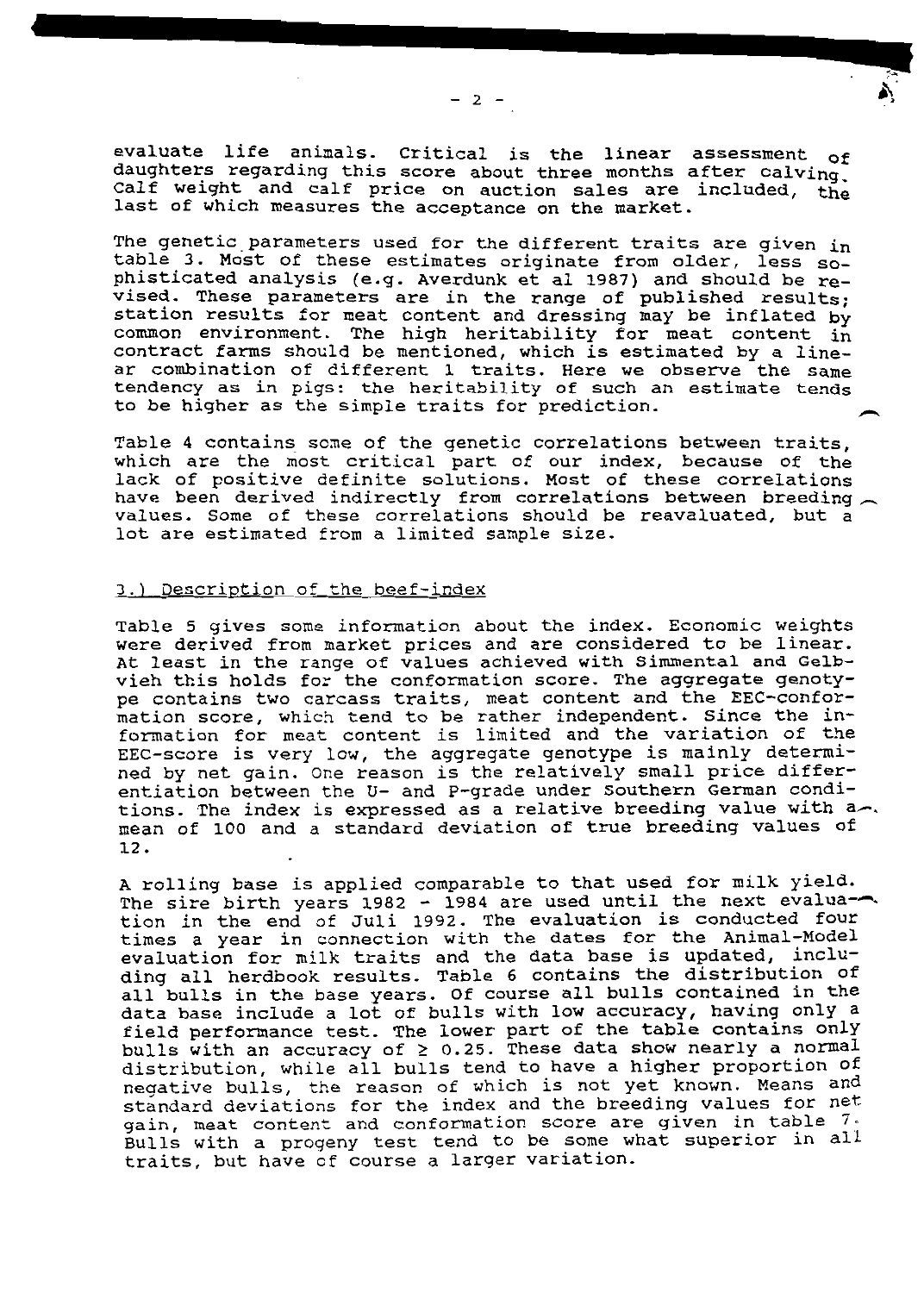evaluate life animals. Critical is the linear assessment of daughters regarding this score about three months after calving. Calf weight and calf price on auction sales are included, the last of which measures the acceptance on the market.

The genetic parameters used for the different traits are given in table 3. Most of these estimates originate from older, less sophisticated analysis (e.g. Averdunk et al 1987) and should be revised. These parameters are in the range of published results; station results for meat content and dressing may be inflated by common environment. The high heritability for meat content in contract farms should be mentioned, which is estimated by a linear combination of different 1 traits. Here we observe the same tendency as in pigs: the heritability of such an estimate tends to be higher as the simple traits for prediction.

Table 4 contains some of the genetic correlations between traits, which are the most critical part of our index, because of the lack of positive definite solutions. Most of these correlations have been derived indirectly from correlations between breeding values. Some of these correlations should be reavaluated, but a lot are estimated from a limited sample size.

## 3.) Description of the beef-index

Table 5 gives some information about the index. Economic weights were derived from market prices and are considered to be linear. At least in the range of values achieved with Simmental and Gelbvieh this holds for the conformation score. The aggregate genotype contains two carcass traits, meat content and the EEC-conformation score, which tend to be rather independent. Since the information for meat content is limited and the variation of the EEC-score is very low, the aggregate genotype is mainly determined by net gain. One reason is the relatively small price differentiation between the U- and P-grade under Southern German conditions. The index is expressed as a relative breeding value with a mean of 100 and a standard deviation of true breeding values of 12.

A rolling base is applied comparable to that used for milk yield. The sire birth years 1982 - 1984 are used until the next evaluation in the end of Juli 1992. The evaluation is conducted four times a year in connection with the dates for the Animal-Model evaluation for milk traits and the data base is updated, including all herdbook results. Table 6 contains the distribution of all bulls in the base years. Of course all bulls contained in the data base include a lot of bulls with low accuracy, having only a field performance test. The lower part of the table contains only bulls with an accuracy of $\geq 0.25$. These data show nearly a normal distribution, while all bulls tend to have a higher proportion of negative bulls, the reason of which is not yet known. Means and standard deviations for the index and the breeding values for net gain, meat content and conformation score are given in table 7. Bulls with a progeny test tend to be some what superior in all traits, but have of course a larger variation.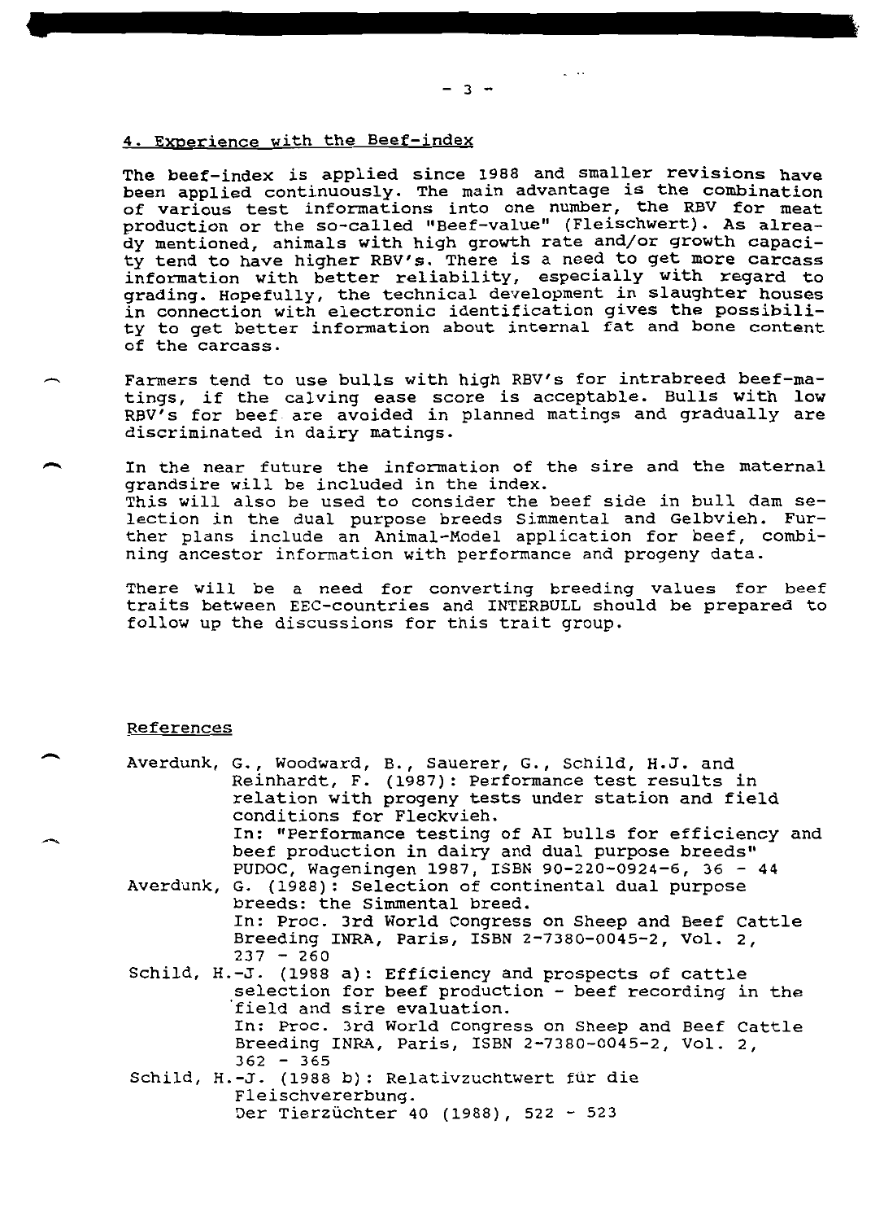## 4. Experience with the Beef-index

The beef-index is applied since 1988 and smaller revisions have been applied continuously. The main advantage is the combination of various test informations into one number, the RBV for meat production or the so-called "Beef-value" (Fleischwert). As already mentioned, animals with high growth rate and/or growth capacity tend to have higher RBV's. There is a need to get more carcass information with better reliability, especially with regard to grading. Hopefully, the technical development in slaughter houses in connection with electronic identification gives the possibility to get better information about internal fat and bone content of the carcass.

Farmers tend to use bulls with high RBV's for intrabreed beef-matings, if the calving ease score is acceptable. Bulls with low RBV's for beef are avoided in planned matings and gradually are discriminated in dairy matings.

In the near future the information of the sire and the maternal grandsire will be included in the index.
This will also be used to consider the beef side in bull dam selection in the dual purpose breeds Simmental and Gelbvieh. Further plans include an Animal-Model application for beef, combining ancestor information with performance and progeny data.

There will be a need for converting breeding values for beef traits between EEC-countries and INTERBULL should be prepared to follow up the discussions for this trait group.

## References

Averdunk, G., Woodward, B., Sauerer, G., Schild, H.J. and Reinhardt, F. (1987): Performance test results in relation with progeny tests under station and field conditions for Fleckvieh.
In: "Performance testing of AI bulls for efficiency and beef production in dairy and dual purpose breeds"
PUDOC, Wageningen 1987, ISBN 90-220-0924-6, 36 - 44

Averdunk, G. (1988): Selection of continental dual purpose breeds: the Simmental breed.
In: Proc. 3rd World Congress on Sheep and Beef Cattle Breeding INRA, Paris, ISBN 2-7380-0045-2, Vol. 2, 237 - 260

Schild, H.-J. (1988 a): Efficiency and prospects of cattle selection for beef production - beef recording in the field and sire evaluation.
In: Proc. 3rd World Congress on Sheep and Beef Cattle Breeding INRA, Paris, ISBN 2-7380-0045-2, Vol. 2, 362 - 365

Schild, H.-J. (1988 b): Relativzuchtwert für die Fleischvererbung.
Der Tierzüchter 40 (1988), 522 - 523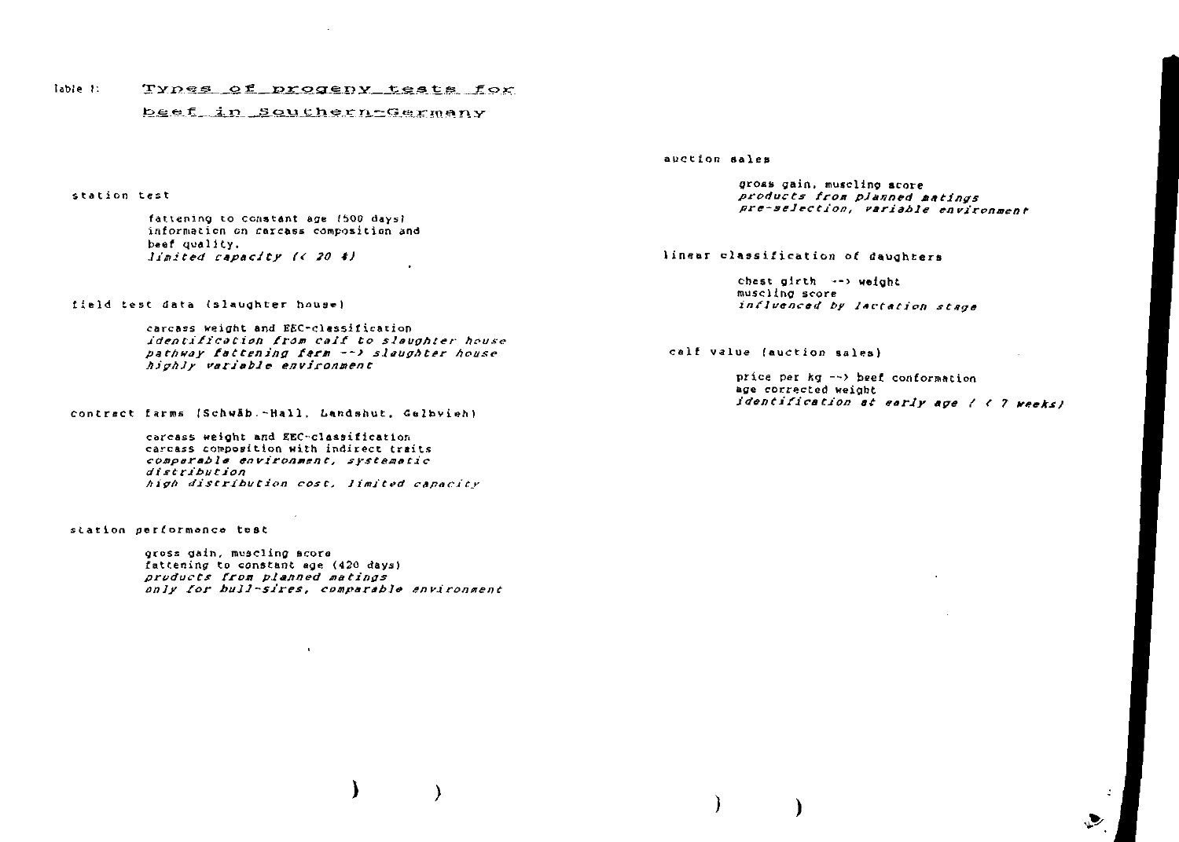Table 1: **Types of progeny tests for beef in Southern-Germany**

station test

fattening to constant age (500 days)
information on carcass composition and beef quality.
*limited capacity (< 20 %)*

field test data (slaughter house)

carcass weight and EEC-classification
*identification from calf to slaughter house*
*pathway fattening farm --> slaughter house*
*highly variable environment*

contract farms (Schwäb.-Hall, Landshut, Gelbvieh)

carcass weight and EEC-classification
carcass composition with indirect traits
*comparable environment, systematic distribution*
*high distribution cost, limited capacity*

station performance test

gross gain, muscling score
fattening to constant age (420 days)
*products from planned matings*
*only for bull-sires, comparable environment*

auction sales

gross gain, muscling score
*products from planned matings*
*pre-selection, variable environment*

linear classification of daughters

chest girth --> weight
muscling score
*influenced by lactation stage*

calf value (auction sales)

price per kg --> beef conformation
age corrected weight
*identification at early age ( < 7 weeks)*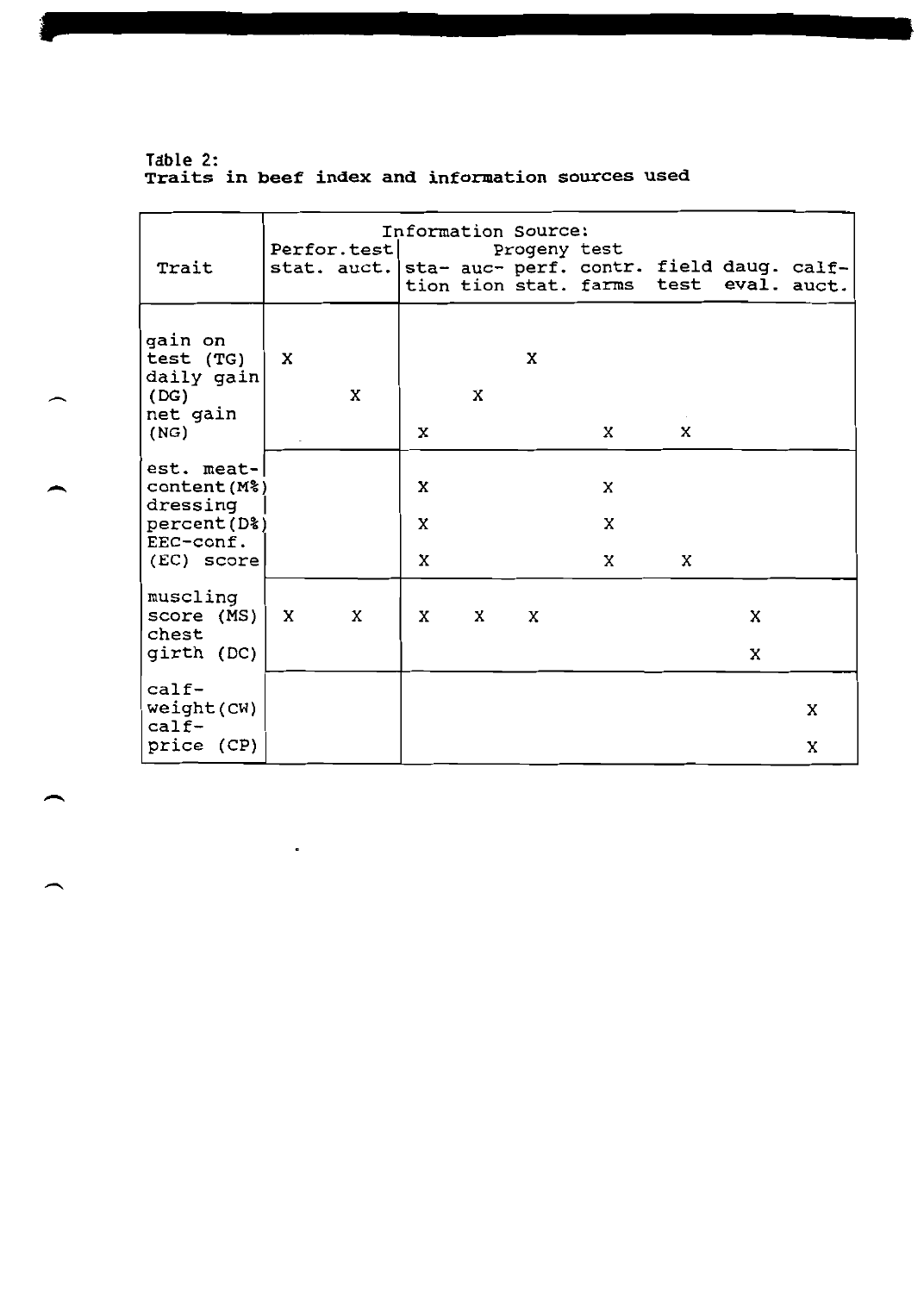Table 2:
**Traits in beef index and information sources used**

| Trait | Information Source: Perfor.test | | Progeny test | | | | | | |
|---|---|---|---|---|---|---|---|---|---|
| | stat. | auct. | sta- tion | auc- tion | perf. stat. | contr. farms | field test | daug. eval. | calf- auct. |
| gain on test (TG) | X | | | | X | | | | |
| daily gain (DG) | | X | | X | | | | | |
| net gain (NG) | | | X | | | X | X | | |
| est. meat-content (M%) | | | X | | | X | | | |
| dressing percent (D%) | | | X | | | X | | | |
| EEC-conf. (EC) score | | | X | | | X | X | | |
| muscling score (MS) | X | X | X | X | X | | | X | |
| chest girth (DC) | | | | | | | | X | |
| calf-weight (CW) | | | | | | | | | X |
| calf-price (CP) | | | | | | | | | X |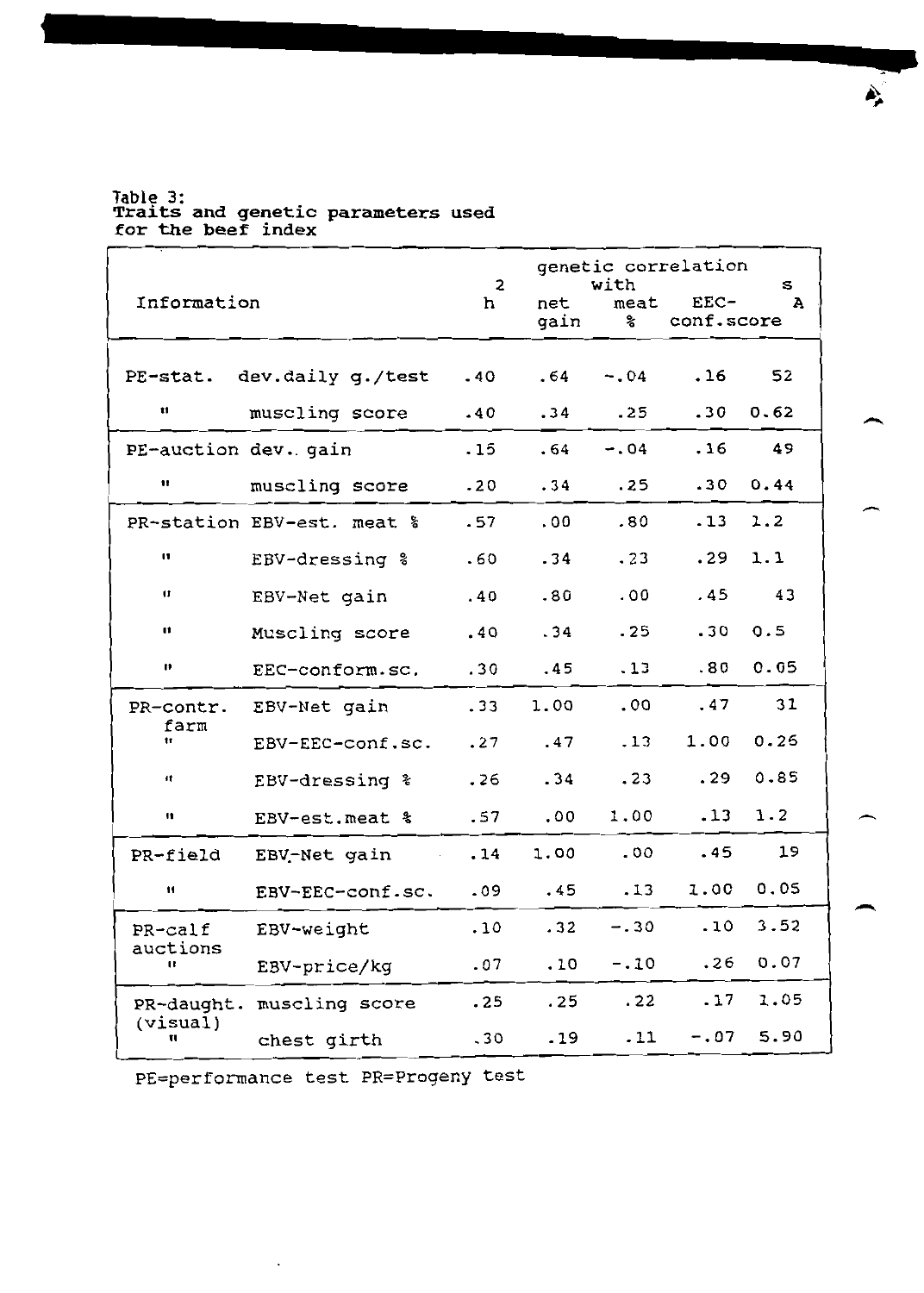Table 3:
**Traits and genetic parameters used for the beef index**

| Information | | $h^2$ | genetic correlation with net gain | meat % | EEC-conf.score | $s_A$ |
|---|---|---|---|---|---|---|
| PE-stat. | dev.daily g./test | .40 | .64 | -.04 | .16 | 52 |
| " | muscling score | .40 | .34 | .25 | .30 | 0.62 |
| PE-auction | dev.. gain | .15 | .64 | -.04 | .16 | 49 |
| " | muscling score | .20 | .34 | .25 | .30 | 0.44 |
| PR-station | EBV-est. meat % | .57 | .00 | .80 | .13 | 1.2 |
| " | EBV-dressing % | .60 | .34 | .23 | .29 | 1.1 |
| " | EBV-Net gain | .40 | .80 | .00 | .45 | 43 |
| " | Muscling score | .40 | .34 | .25 | .30 | 0.5 |
| " | EEC-conform.sc. | .30 | .45 | .13 | .80 | 0.05 |
| PR-contr. farm | EBV-Net gain | .33 | 1.00 | .00 | .47 | 31 |
| " | EBV-EEC-conf.sc. | .27 | .47 | .13 | 1.00 | 0.26 |
| " | EBV-dressing % | .26 | .34 | .23 | .29 | 0.85 |
| " | EBV-est.meat % | .57 | .00 | 1.00 | .13 | 1.2 |
| PR-field | EBV-Net gain | .14 | 1.00 | .00 | .45 | 19 |
| " | EBV-EEC-conf.sc. | .09 | .45 | .13 | 1.00 | 0.05 |
| PR-calf auctions | EBV-weight | .10 | .32 | -.30 | .10 | 3.52 |
| " | EBV-price/kg | .07 | .10 | -.10 | .26 | 0.07 |
| PR-daught. (visual) | muscling score | .25 | .25 | .22 | .17 | 1.05 |
| " | chest girth | .30 | .19 | .11 | -.07 | 5.90 |

PE=performance test PR=Progeny test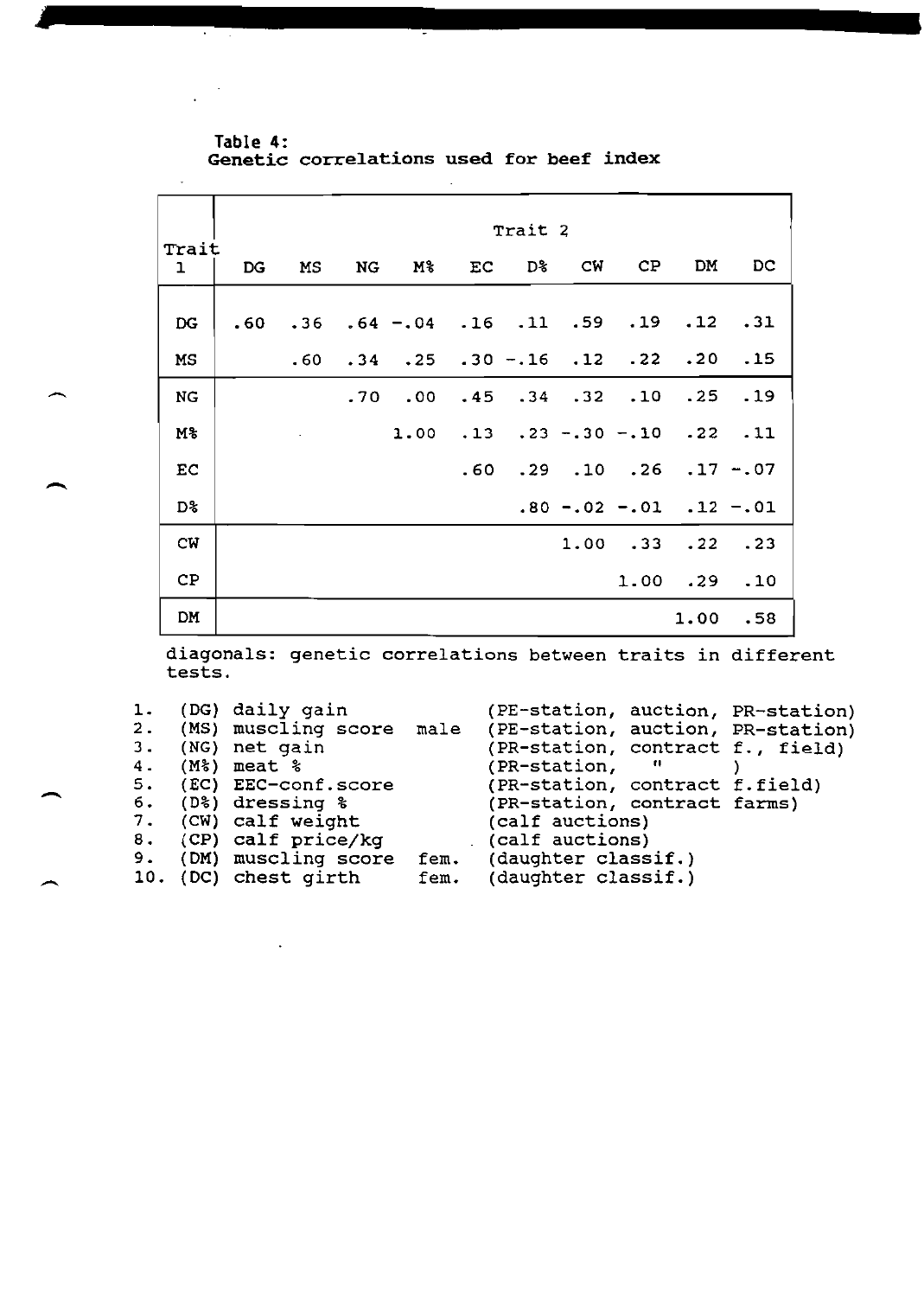**Table 4:**
**Genetic correlations used for beef index**

| Trait 1 | Trait 2 | | | | | | | | | |
|---|---|---|---|---|---|---|---|---|---|---|
| | DG | MS | NG | M% | EC | D% | CW | CP | DM | DC |
| DG | .60 | .36 | .64 | -.04 | .16 | .11 | .59 | .19 | .12 | .31 |
| MS | | .60 | .34 | .25 | .30 | -.16 | .12 | .22 | .20 | .15 |
| NG | | | .70 | .00 | .45 | .34 | .32 | .10 | .25 | .19 |
| M% | | | | 1.00 | .13 | .23 | -.30 | -.10 | .22 | .11 |
| EC | | | | | .60 | .29 | .10 | .26 | .17 | -.07 |
| D% | | | | | | .80 | -.02 | -.01 | .12 | -.01 |
| CW | | | | | | | 1.00 | .33 | .22 | .23 |
| CP | | | | | | | | 1.00 | .29 | .10 |
| DM | | | | | | | | | 1.00 | .58 |

diagonals: genetic correlations between traits in different tests.

1. (DG) daily gain (PE-station, auction, PR-station)
2. (MS) muscling score male (PE-station, auction, PR-station)
3. (NG) net gain (PR-station, contract f., field)
4. (M%) meat % (PR-station, " )
5. (EC) EEC-conf.score (PR-station, contract f.field)
6. (D%) dressing % (PR-station, contract farms)
7. (CW) calf weight (calf auctions)
8. (CP) calf price/kg (calf auctions)
9. (DM) muscling score fem. (daughter classif.)
10. (DC) chest girth fem. (daughter classif.)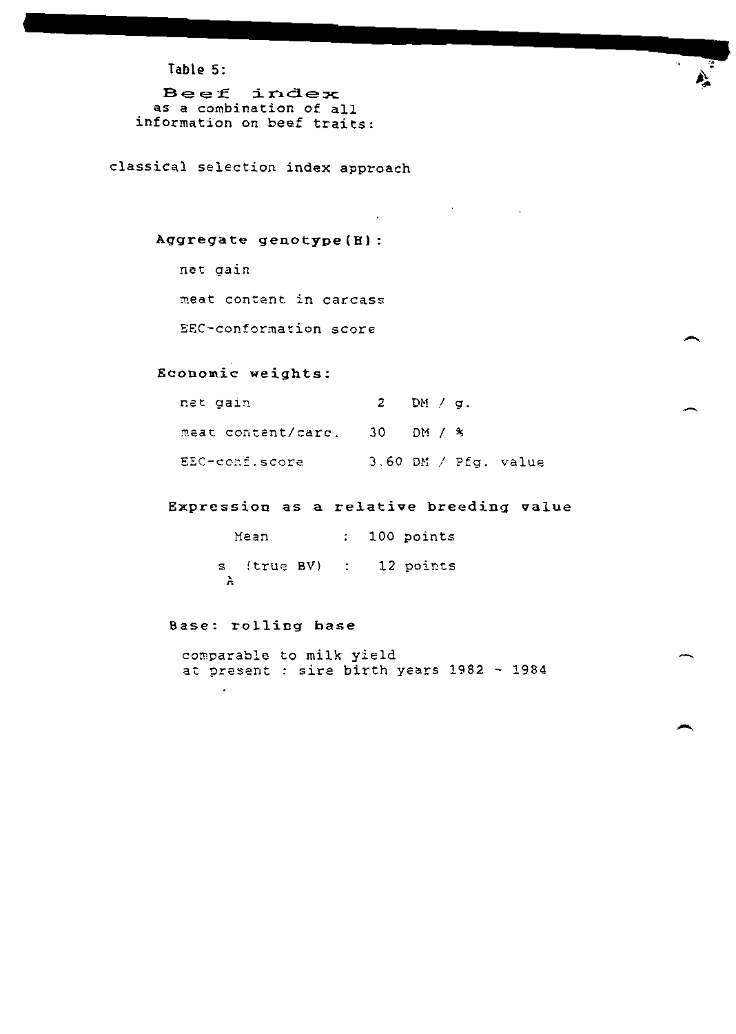Table 5:

# Beef index

as a combination of all information on beef traits:

classical selection index approach

**Aggregate genotype(H):**

net gain

meat content in carcass

EEC-conformation score

**Economic weights:**

| | |
|---|---|
| net gain | 2 DM / g. |
| meat content/carc. | 30 DM / % |
| EEC-conf.score | 3.60 DM / Pfg. value |

**Expression as a relative breeding value**

| | |
|---|---|
| Mean | : 100 points |
| $s_A$ (true BV) | : 12 points |

**Base: rolling base**

comparable to milk yield
at present : sire birth years 1982 - 1984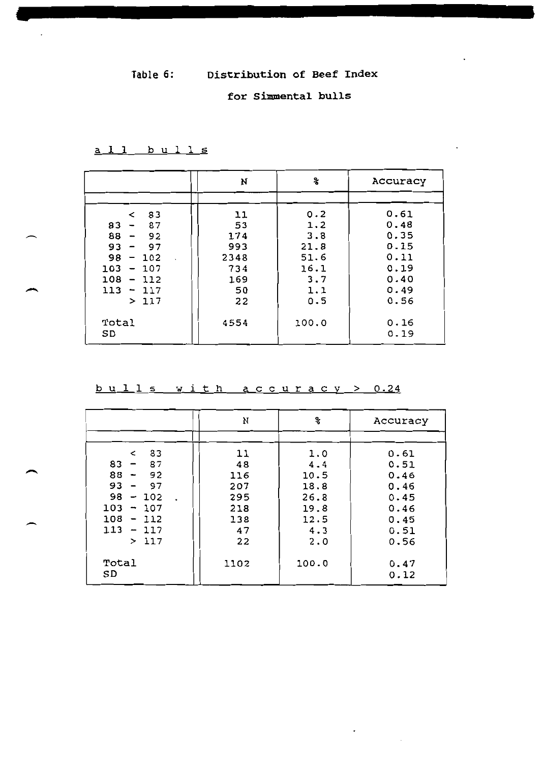Table 6: **Distribution of Beef Index**

**for Simmental bulls**

a l l   b u l l s

| | N | % | Accuracy |
|---|---|---|---|
| < 83 | 11 | 0.2 | 0.61 |
| 83 - 87 | 53 | 1.2 | 0.48 |
| 88 - 92 | 174 | 3.8 | 0.35 |
| 93 - 97 | 993 | 21.8 | 0.15 |
| 98 - 102 | 2348 | 51.6 | 0.11 |
| 103 - 107 | 734 | 16.1 | 0.19 |
| 108 - 112 | 169 | 3.7 | 0.40 |
| 113 - 117 | 50 | 1.1 | 0.49 |
| > 117 | 22 | 0.5 | 0.56 |
| Total | 4554 | 100.0 | 0.16 |
| SD | | | 0.19 |

b u l l s   w i t h   a c c u r a c y > 0.24

| | N | % | Accuracy |
|---|---|---|---|
| < 83 | 11 | 1.0 | 0.61 |
| 83 - 87 | 48 | 4.4 | 0.51 |
| 88 - 92 | 116 | 10.5 | 0.46 |
| 93 - 97 | 207 | 18.8 | 0.46 |
| 98 - 102 | 295 | 26.8 | 0.45 |
| 103 - 107 | 218 | 19.8 | 0.46 |
| 108 - 112 | 138 | 12.5 | 0.45 |
| 113 - 117 | 47 | 4.3 | 0.51 |
| > 117 | 22 | 2.0 | 0.56 |
| Total | 1102 | 100.0 | 0.47 |
| SD | | | 0.12 |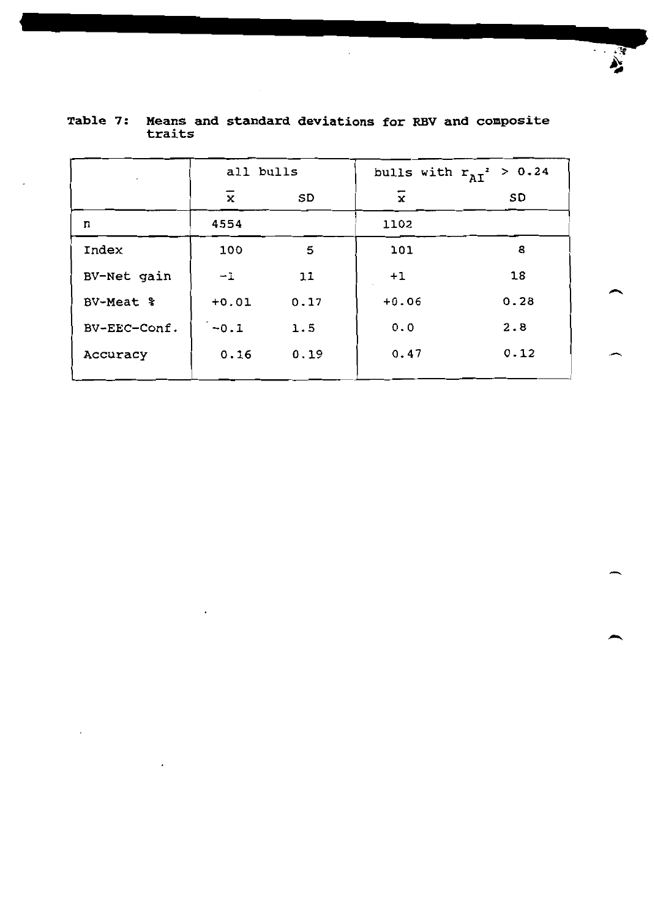**Table 7: Means and standard deviations for RBV and composite traits**

| | all bulls | | bulls with $r_{AI}^2 > 0.24$ | |
|---|---|---|---|---|
| | $\bar{x}$ | SD | $\bar{x}$ | SD |
| n | 4554 | | 1102 | |
| Index | 100 | 5 | 101 | 8 |
| BV-Net gain | -1 | 11 | +1 | 18 |
| BV-Meat % | +0.01 | 0.17 | +0.06 | 0.28 |
| BV-EEC-Conf. | -0.1 | 1.5 | 0.0 | 2.8 |
| Accuracy | 0.16 | 0.19 | 0.47 | 0.12 |